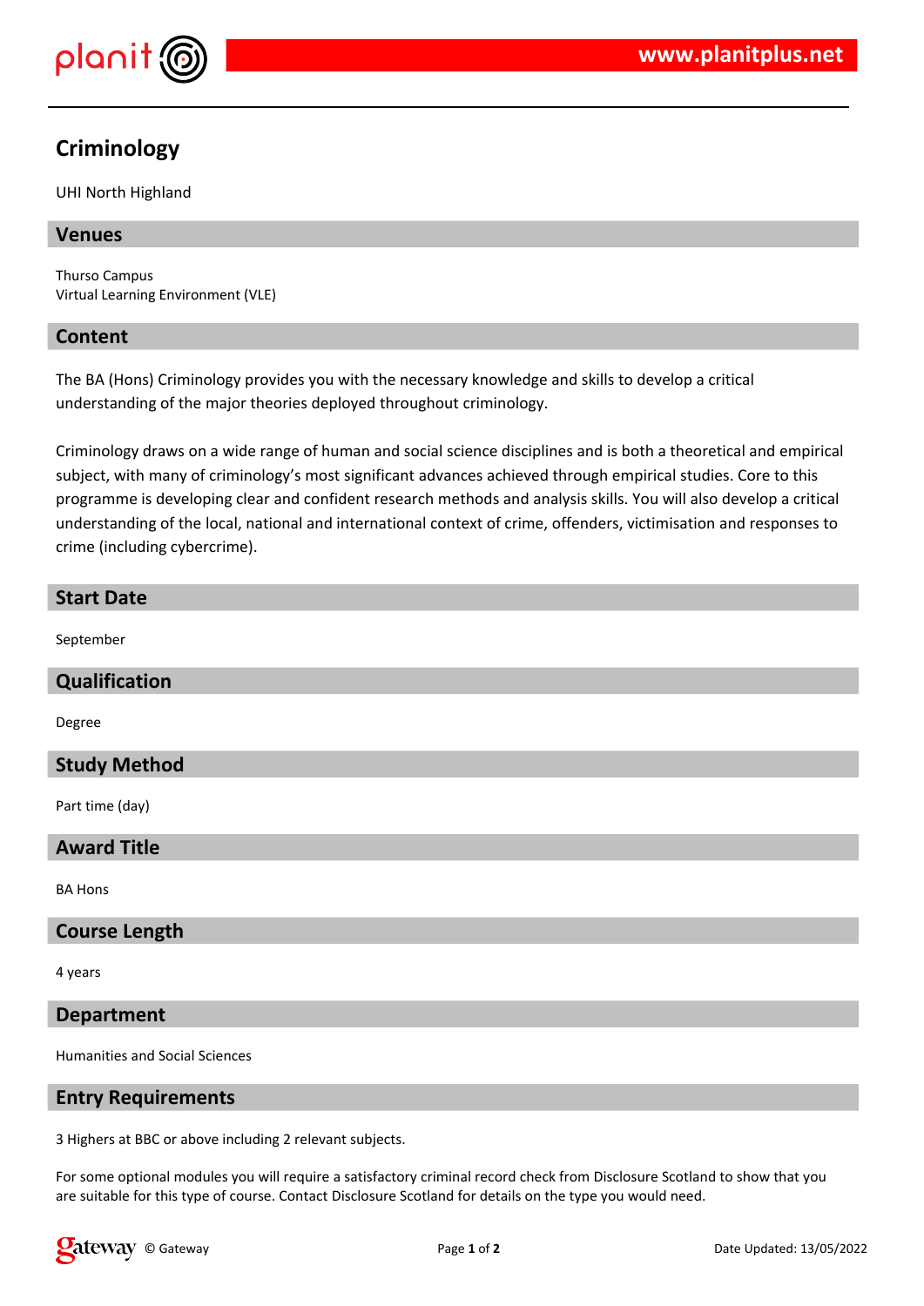# Criminology

UHI North Highland

## Venues

Thurso Campus
Virtual Learning Environment (VLE)

## Content

The BA (Hons) Criminology provides you with the necessary knowledge and skills to develop a critical understanding of the major theories deployed throughout criminology.

Criminology draws on a wide range of human and social science disciplines and is both a theoretical and empirical subject, with many of criminology's most significant advances achieved through empirical studies. Core to this programme is developing clear and confident research methods and analysis skills. You will also develop a critical understanding of the local, national and international context of crime, offenders, victimisation and responses to crime (including cybercrime).

## Start Date

September

## Qualification

Degree

## Study Method

Part time (day)

## Award Title

BA Hons

## Course Length

4 years

## Department

Humanities and Social Sciences

## Entry Requirements

3 Highers at BBC or above including 2 relevant subjects.

For some optional modules you will require a satisfactory criminal record check from Disclosure Scotland to show that you are suitable for this type of course. Contact Disclosure Scotland for details on the type you would need.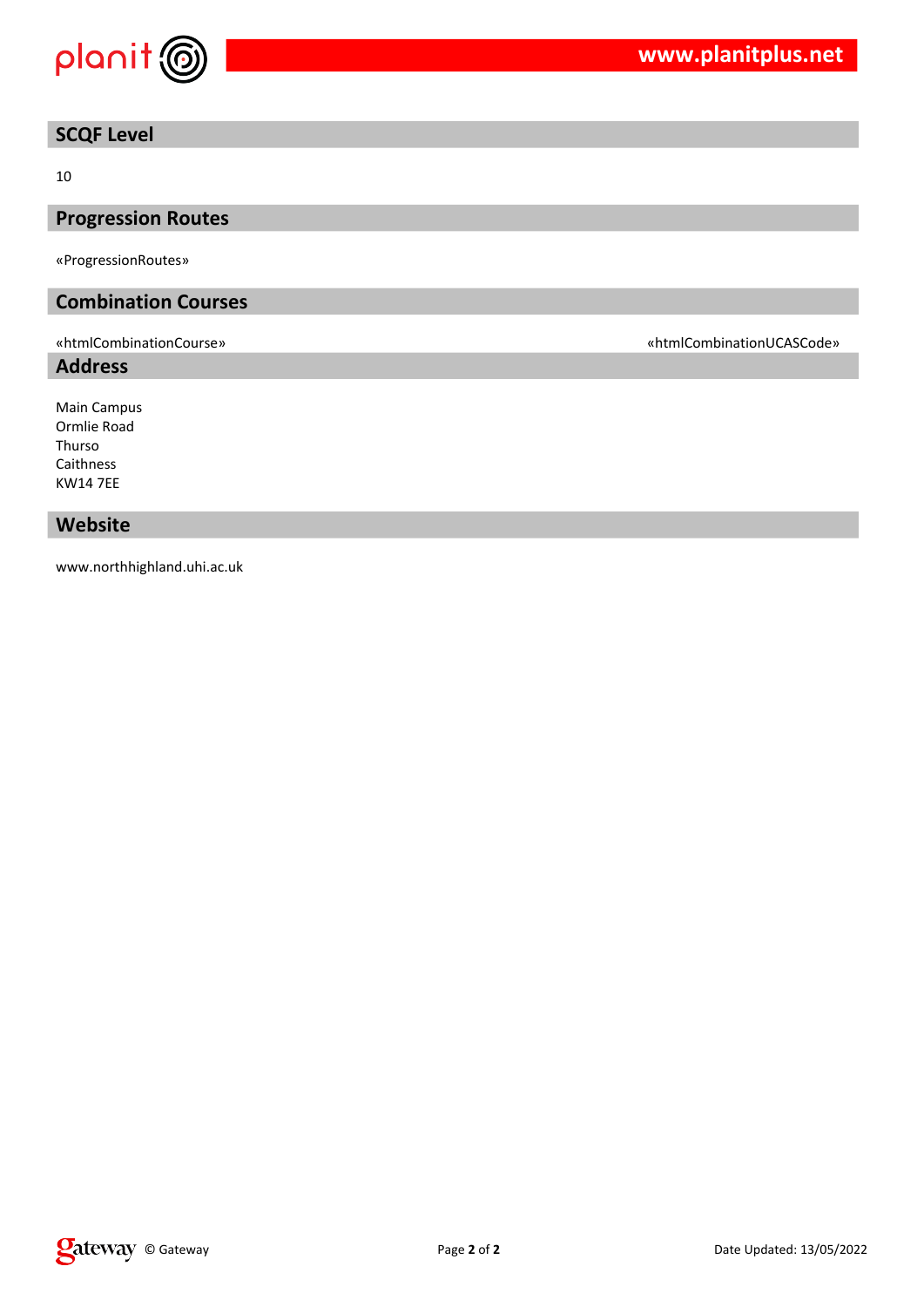## SCQF Level

10

## Progression Routes

«ProgressionRoutes»

## Combination Courses

«htmlCombinationCourse» «htmlCombinationUCASCode»

## Address

Main Campus
Ormlie Road
Thurso
Caithness
KW14 7EE

## Website

www.northhighland.uhi.ac.uk